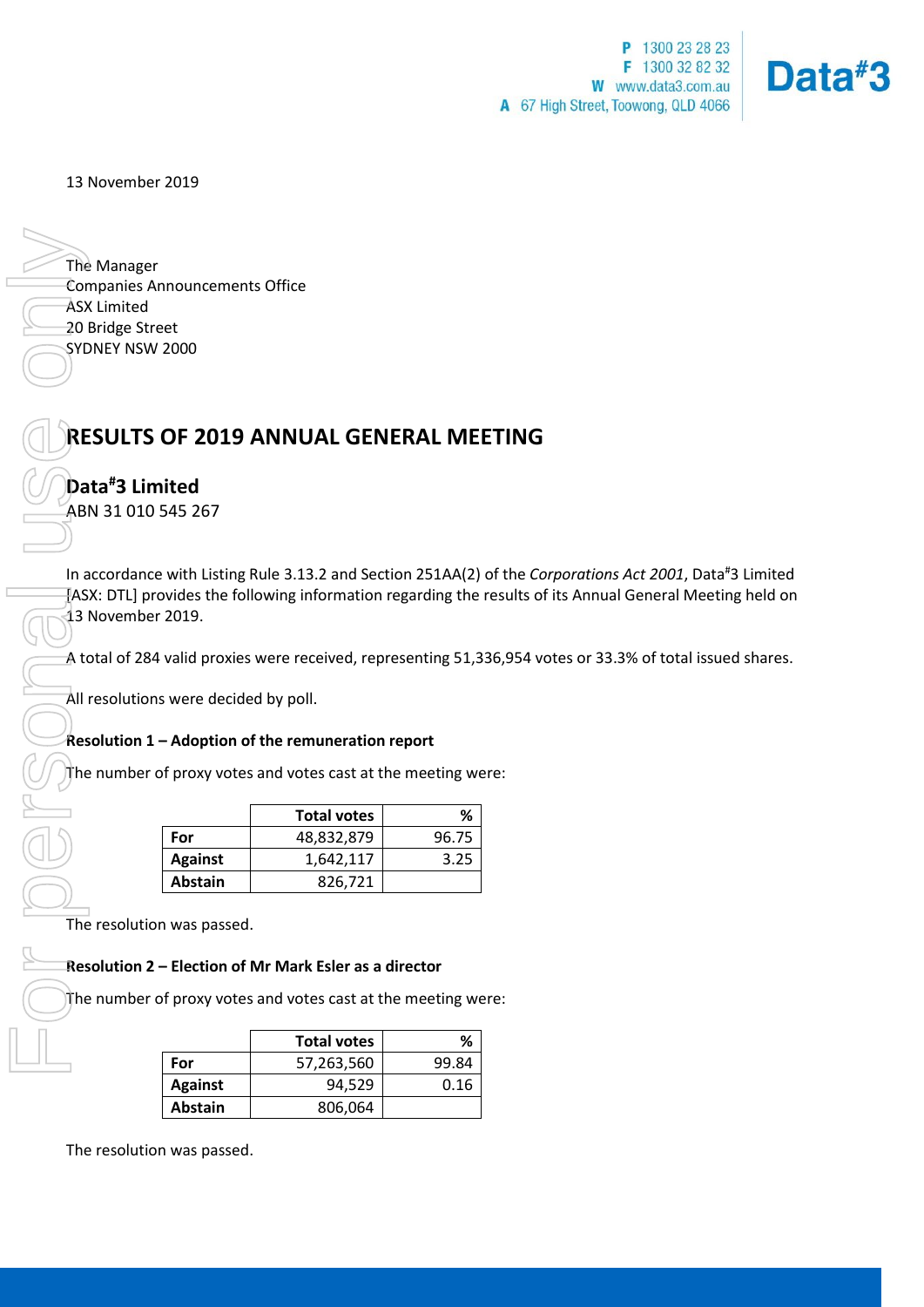P 1300 23 28 23
F 1300 32 82 32
W www.data3.com.au
A 67 High Street, Toowong, QLD 4066

**Data#3**

13 November 2019

The Manager
Companies Announcements Office
ASX Limited
20 Bridge Street
SYDNEY NSW 2000

# RESULTS OF 2019 ANNUAL GENERAL MEETING

## Data#3 Limited

ABN 31 010 545 267

In accordance with Listing Rule 3.13.2 and Section 251AA(2) of the *Corporations Act 2001*, Data#3 Limited [ASX: DTL] provides the following information regarding the results of its Annual General Meeting held on 13 November 2019.

A total of 284 valid proxies were received, representing 51,336,954 votes or 33.3% of total issued shares.

All resolutions were decided by poll.

**Resolution 1 – Adoption of the remuneration report**

The number of proxy votes and votes cast at the meeting were:

| | Total votes | % |
|---|---|---|
| **For** | 48,832,879 | 96.75 |
| **Against** | 1,642,117 | 3.25 |
| **Abstain** | 826,721 | |

The resolution was passed.

**Resolution 2 – Election of Mr Mark Esler as a director**

The number of proxy votes and votes cast at the meeting were:

| | Total votes | % |
|---|---|---|
| **For** | 57,263,560 | 99.84 |
| **Against** | 94,529 | 0.16 |
| **Abstain** | 806,064 | |

The resolution was passed.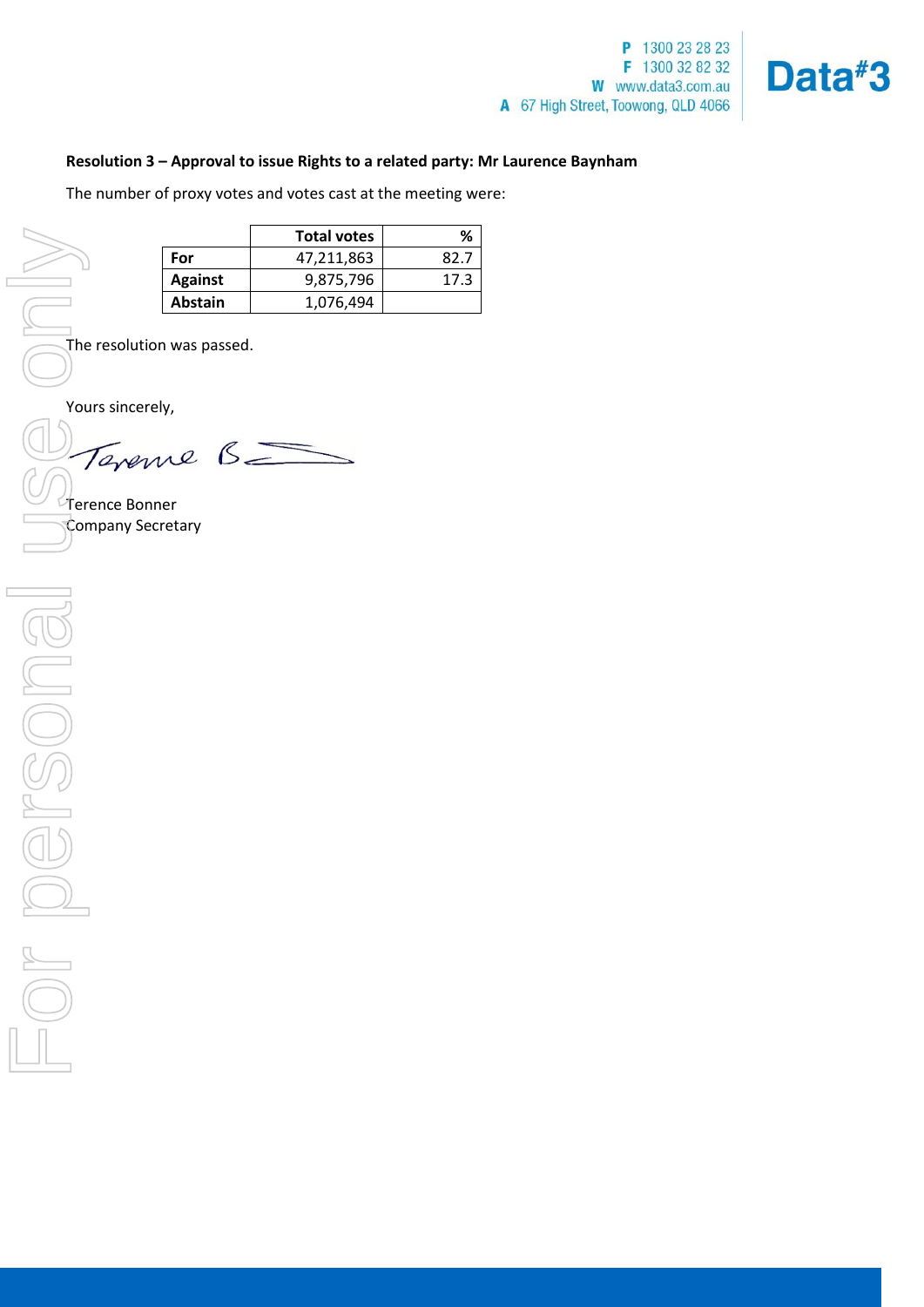**Resolution 3 – Approval to issue Rights to a related party: Mr Laurence Baynham**

The number of proxy votes and votes cast at the meeting were:

| | Total votes | % |
|---|---|---|
| **For** | 47,211,863 | 82.7 |
| **Against** | 9,875,796 | 17.3 |
| **Abstain** | 1,076,494 | |

The resolution was passed.

Yours sincerely,

Terence Bonner
Company Secretary